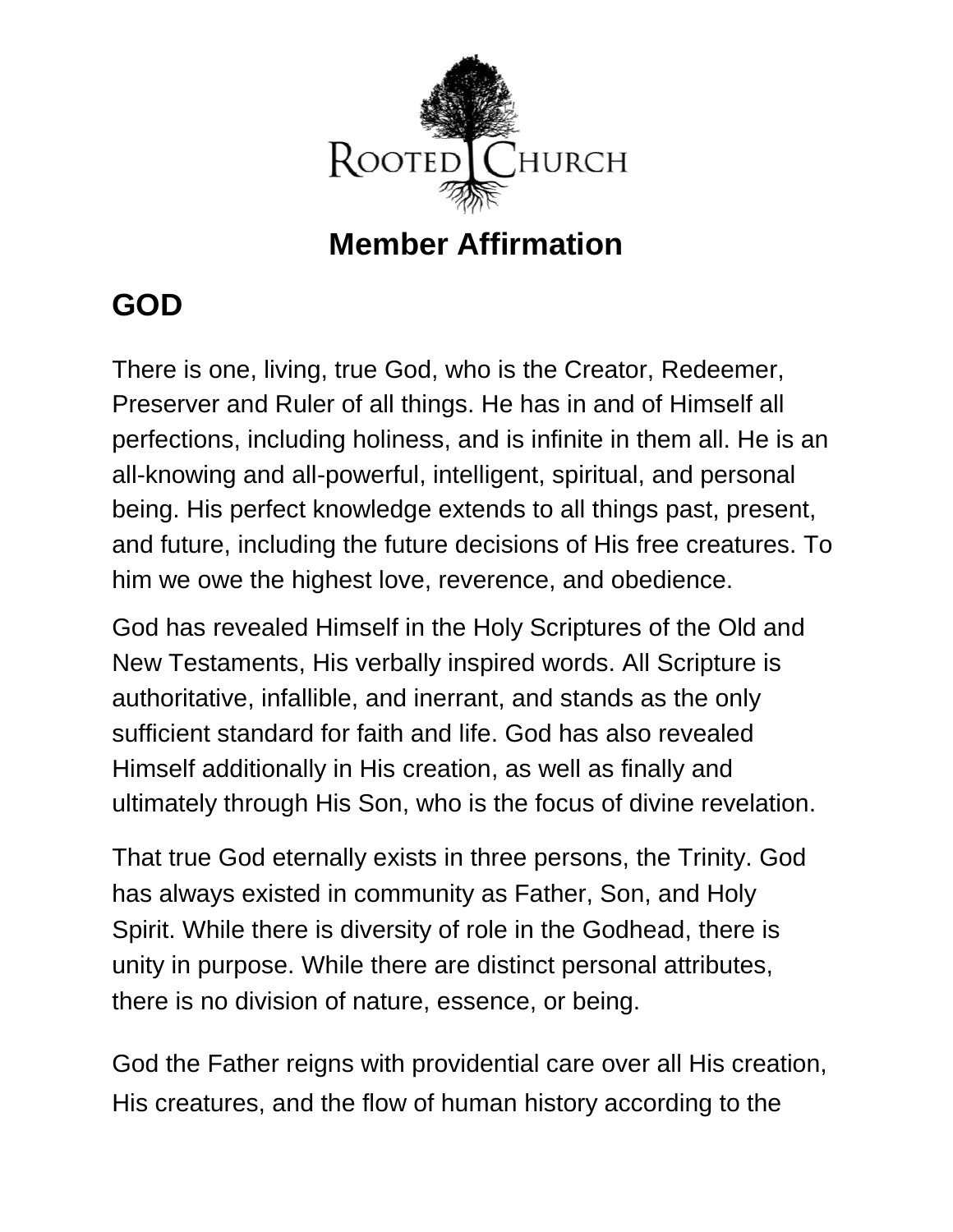ROOTED CHURCH

# Member Affirmation

## GOD

There is one, living, true God, who is the Creator, Redeemer, Preserver and Ruler of all things. He has in and of Himself all perfections, including holiness, and is infinite in them all. He is an all-knowing and all-powerful, intelligent, spiritual, and personal being. His perfect knowledge extends to all things past, present, and future, including the future decisions of His free creatures. To him we owe the highest love, reverence, and obedience.

God has revealed Himself in the Holy Scriptures of the Old and New Testaments, His verbally inspired words. All Scripture is authoritative, infallible, and inerrant, and stands as the only sufficient standard for faith and life. God has also revealed Himself additionally in His creation, as well as finally and ultimately through His Son, who is the focus of divine revelation.

That true God eternally exists in three persons, the Trinity. God has always existed in community as Father, Son, and Holy Spirit. While there is diversity of role in the Godhead, there is unity in purpose. While there are distinct personal attributes, there is no division of nature, essence, or being.

God the Father reigns with providential care over all His creation, His creatures, and the flow of human history according to the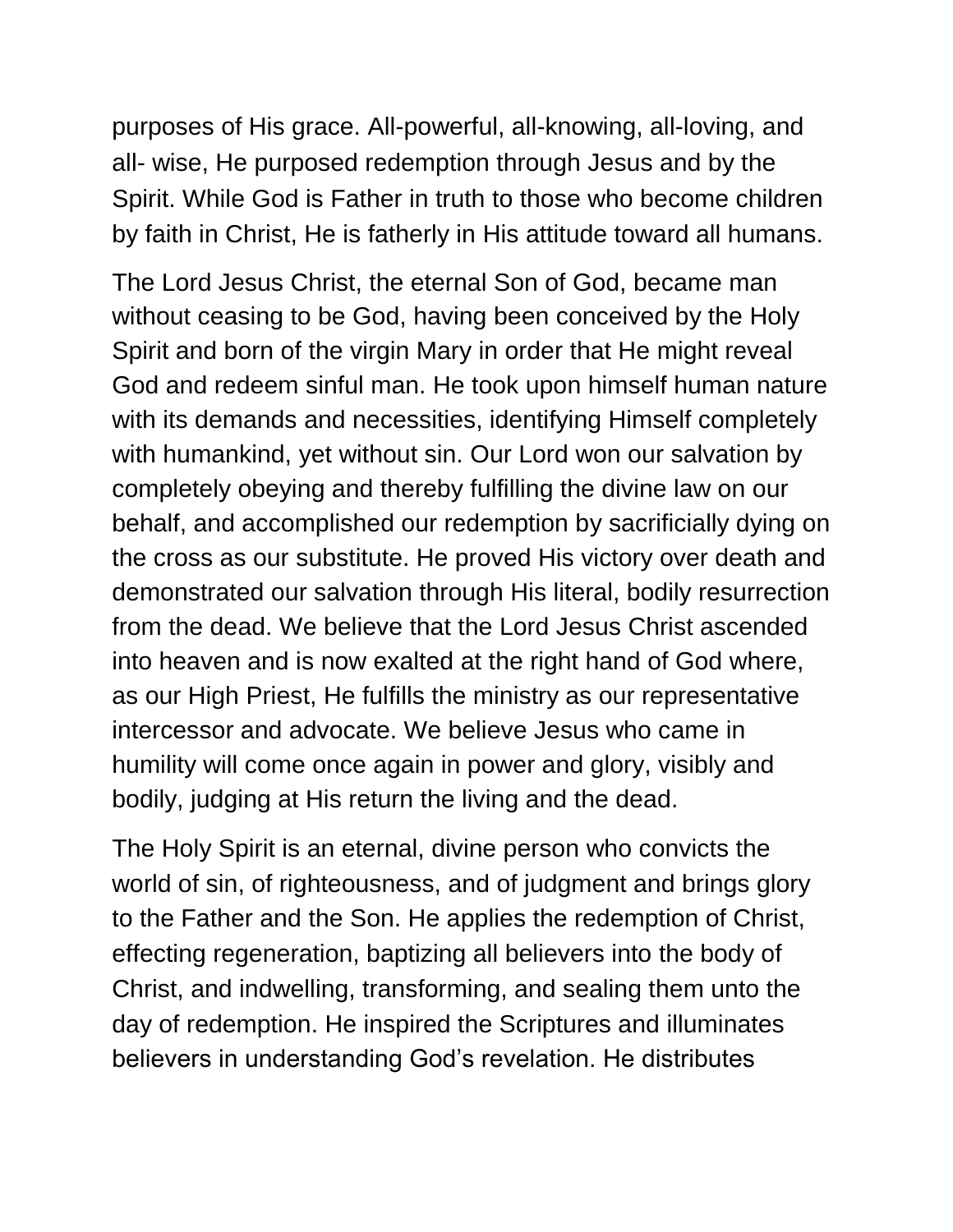purposes of His grace. All-powerful, all-knowing, all-loving, and all- wise, He purposed redemption through Jesus and by the Spirit. While God is Father in truth to those who become children by faith in Christ, He is fatherly in His attitude toward all humans.

The Lord Jesus Christ, the eternal Son of God, became man without ceasing to be God, having been conceived by the Holy Spirit and born of the virgin Mary in order that He might reveal God and redeem sinful man. He took upon himself human nature with its demands and necessities, identifying Himself completely with humankind, yet without sin. Our Lord won our salvation by completely obeying and thereby fulfilling the divine law on our behalf, and accomplished our redemption by sacrificially dying on the cross as our substitute. He proved His victory over death and demonstrated our salvation through His literal, bodily resurrection from the dead. We believe that the Lord Jesus Christ ascended into heaven and is now exalted at the right hand of God where, as our High Priest, He fulfills the ministry as our representative intercessor and advocate. We believe Jesus who came in humility will come once again in power and glory, visibly and bodily, judging at His return the living and the dead.

The Holy Spirit is an eternal, divine person who convicts the world of sin, of righteousness, and of judgment and brings glory to the Father and the Son. He applies the redemption of Christ, effecting regeneration, baptizing all believers into the body of Christ, and indwelling, transforming, and sealing them unto the day of redemption. He inspired the Scriptures and illuminates believers in understanding God's revelation. He distributes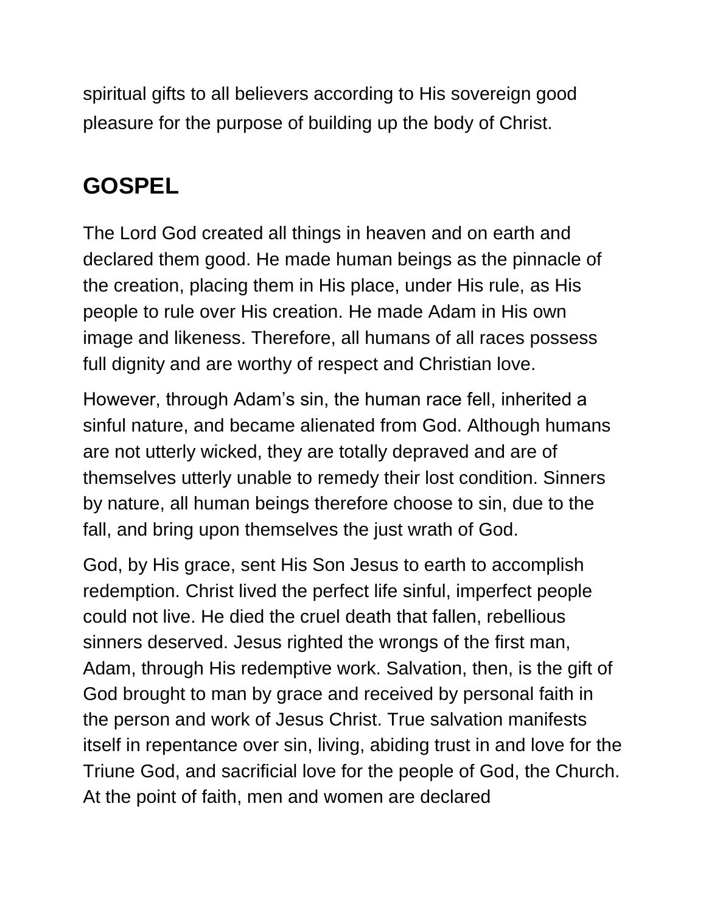spiritual gifts to all believers according to His sovereign good pleasure for the purpose of building up the body of Christ.

## GOSPEL

The Lord God created all things in heaven and on earth and declared them good. He made human beings as the pinnacle of the creation, placing them in His place, under His rule, as His people to rule over His creation. He made Adam in His own image and likeness. Therefore, all humans of all races possess full dignity and are worthy of respect and Christian love.

However, through Adam's sin, the human race fell, inherited a sinful nature, and became alienated from God. Although humans are not utterly wicked, they are totally depraved and are of themselves utterly unable to remedy their lost condition. Sinners by nature, all human beings therefore choose to sin, due to the fall, and bring upon themselves the just wrath of God.

God, by His grace, sent His Son Jesus to earth to accomplish redemption. Christ lived the perfect life sinful, imperfect people could not live. He died the cruel death that fallen, rebellious sinners deserved. Jesus righted the wrongs of the first man, Adam, through His redemptive work. Salvation, then, is the gift of God brought to man by grace and received by personal faith in the person and work of Jesus Christ. True salvation manifests itself in repentance over sin, living, abiding trust in and love for the Triune God, and sacrificial love for the people of God, the Church. At the point of faith, men and women are declared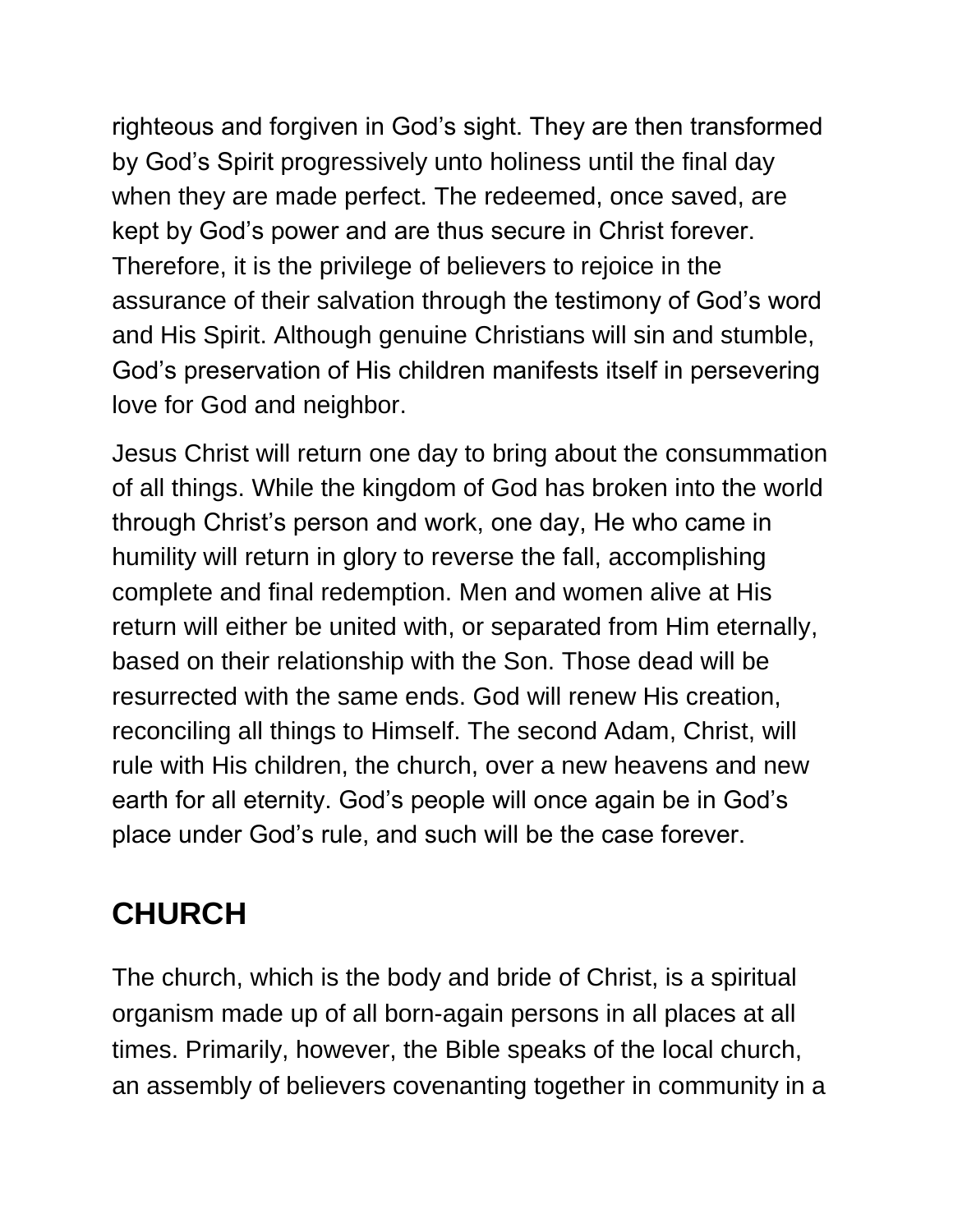righteous and forgiven in God's sight. They are then transformed by God's Spirit progressively unto holiness until the final day when they are made perfect. The redeemed, once saved, are kept by God's power and are thus secure in Christ forever. Therefore, it is the privilege of believers to rejoice in the assurance of their salvation through the testimony of God's word and His Spirit. Although genuine Christians will sin and stumble, God's preservation of His children manifests itself in persevering love for God and neighbor.

Jesus Christ will return one day to bring about the consummation of all things. While the kingdom of God has broken into the world through Christ's person and work, one day, He who came in humility will return in glory to reverse the fall, accomplishing complete and final redemption. Men and women alive at His return will either be united with, or separated from Him eternally, based on their relationship with the Son. Those dead will be resurrected with the same ends. God will renew His creation, reconciling all things to Himself. The second Adam, Christ, will rule with His children, the church, over a new heavens and new earth for all eternity. God's people will once again be in God's place under God's rule, and such will be the case forever.

## CHURCH

The church, which is the body and bride of Christ, is a spiritual organism made up of all born-again persons in all places at all times. Primarily, however, the Bible speaks of the local church, an assembly of believers covenanting together in community in a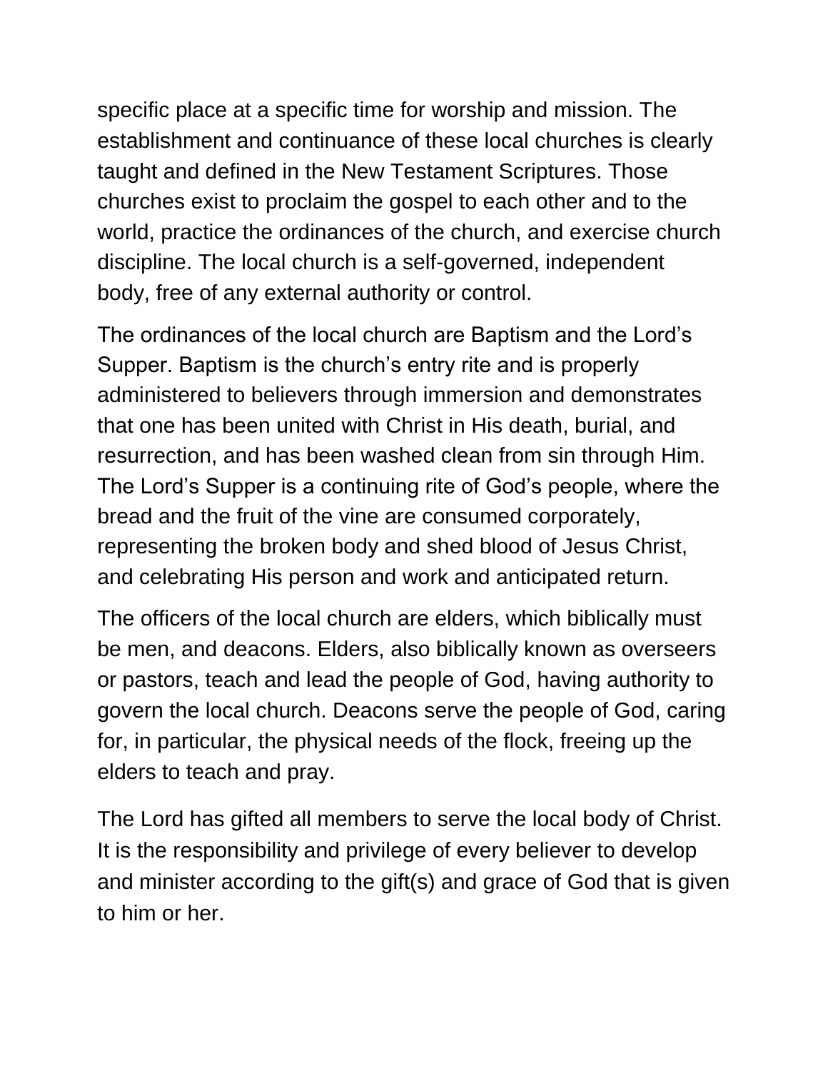specific place at a specific time for worship and mission. The establishment and continuance of these local churches is clearly taught and defined in the New Testament Scriptures. Those churches exist to proclaim the gospel to each other and to the world, practice the ordinances of the church, and exercise church discipline. The local church is a self-governed, independent body, free of any external authority or control.

The ordinances of the local church are Baptism and the Lord’s Supper. Baptism is the church’s entry rite and is properly administered to believers through immersion and demonstrates that one has been united with Christ in His death, burial, and resurrection, and has been washed clean from sin through Him. The Lord’s Supper is a continuing rite of God’s people, where the bread and the fruit of the vine are consumed corporately, representing the broken body and shed blood of Jesus Christ, and celebrating His person and work and anticipated return.

The officers of the local church are elders, which biblically must be men, and deacons. Elders, also biblically known as overseers or pastors, teach and lead the people of God, having authority to govern the local church. Deacons serve the people of God, caring for, in particular, the physical needs of the flock, freeing up the elders to teach and pray.

The Lord has gifted all members to serve the local body of Christ. It is the responsibility and privilege of every believer to develop and minister according to the gift(s) and grace of God that is given to him or her.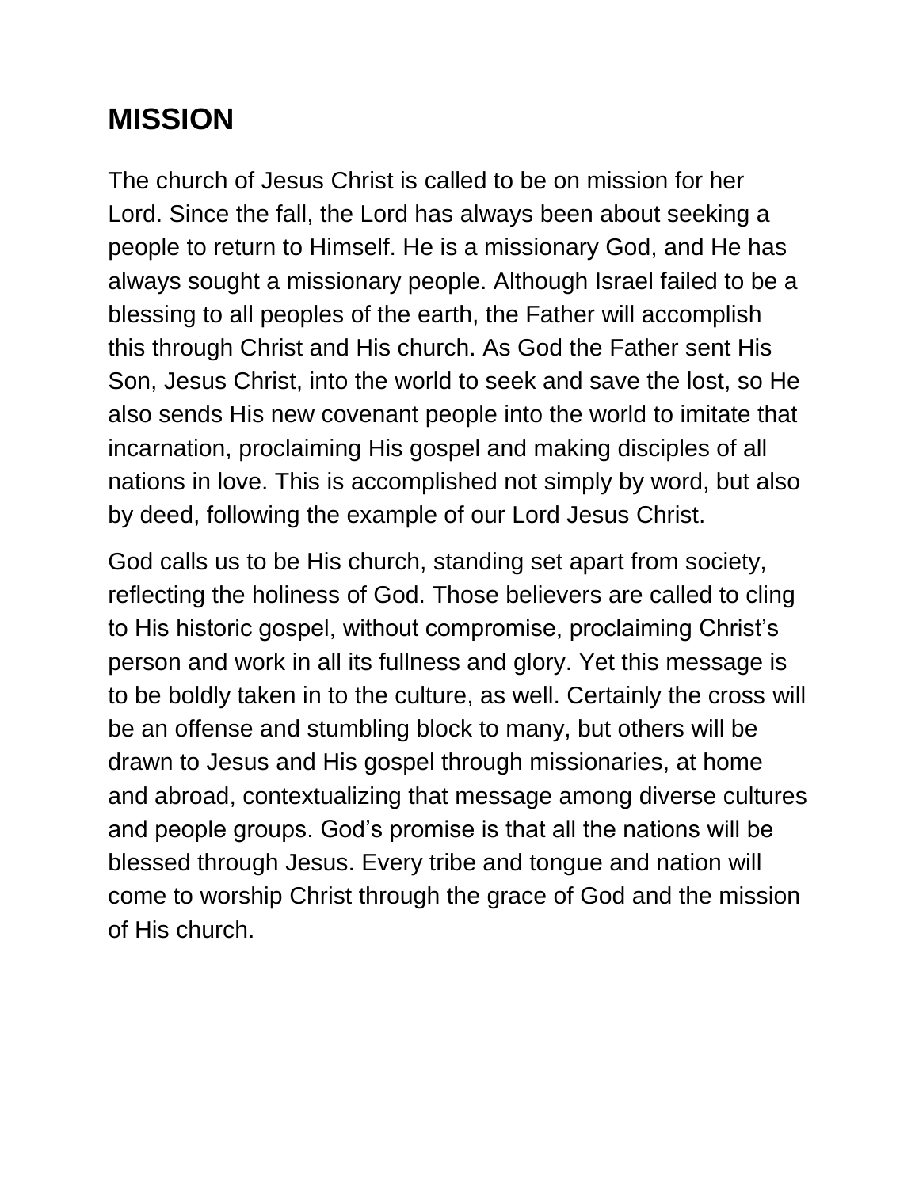## MISSION

The church of Jesus Christ is called to be on mission for her Lord. Since the fall, the Lord has always been about seeking a people to return to Himself. He is a missionary God, and He has always sought a missionary people. Although Israel failed to be a blessing to all peoples of the earth, the Father will accomplish this through Christ and His church. As God the Father sent His Son, Jesus Christ, into the world to seek and save the lost, so He also sends His new covenant people into the world to imitate that incarnation, proclaiming His gospel and making disciples of all nations in love. This is accomplished not simply by word, but also by deed, following the example of our Lord Jesus Christ.

God calls us to be His church, standing set apart from society, reflecting the holiness of God. Those believers are called to cling to His historic gospel, without compromise, proclaiming Christ's person and work in all its fullness and glory. Yet this message is to be boldly taken in to the culture, as well. Certainly the cross will be an offense and stumbling block to many, but others will be drawn to Jesus and His gospel through missionaries, at home and abroad, contextualizing that message among diverse cultures and people groups. God's promise is that all the nations will be blessed through Jesus. Every tribe and tongue and nation will come to worship Christ through the grace of God and the mission of His church.